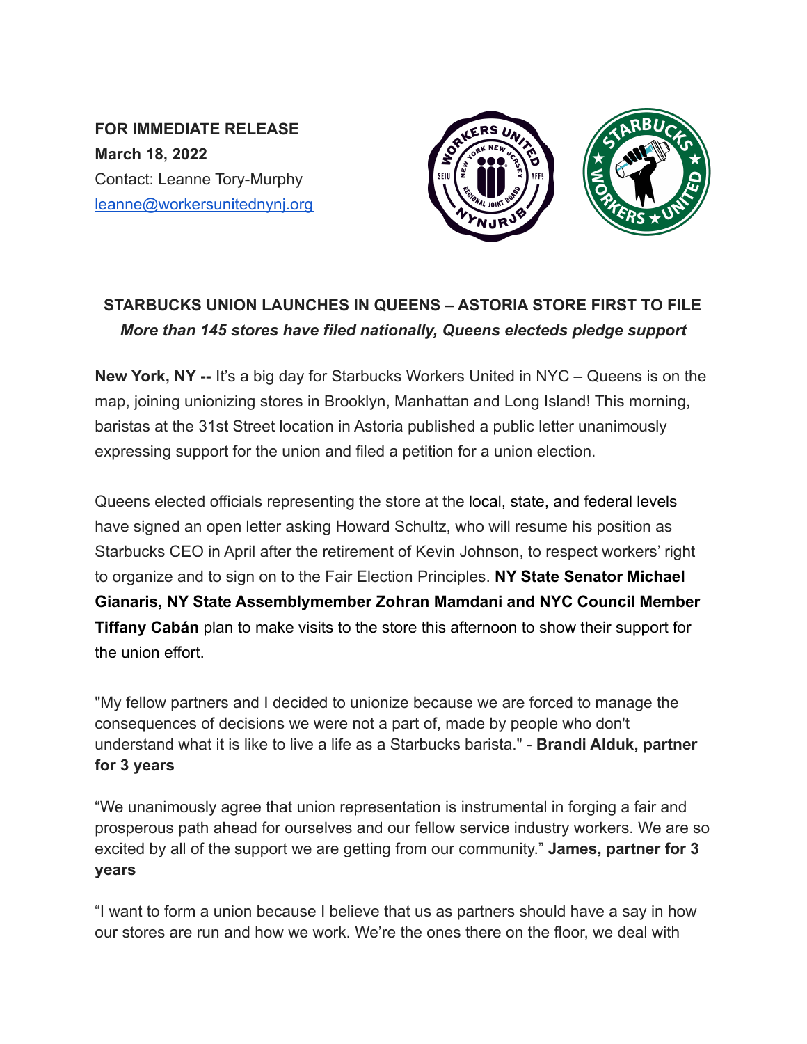**FOR IMMEDIATE RELEASE**
**March 18, 2022**
Contact: Leanne Tory-Murphy
[leanne@workersunitednynj.org](mailto:leanne@workersunitednynj.org)

## STARBUCKS UNION LAUNCHES IN QUEENS – ASTORIA STORE FIRST TO FILE

***More than 145 stores have filed nationally, Queens electeds pledge support***

**New York, NY --** It's a big day for Starbucks Workers United in NYC – Queens is on the map, joining unionizing stores in Brooklyn, Manhattan and Long Island! This morning, baristas at the 31st Street location in Astoria published a public letter unanimously expressing support for the union and filed a petition for a union election.

Queens elected officials representing the store at the local, state, and federal levels have signed an open letter asking Howard Schultz, who will resume his position as Starbucks CEO in April after the retirement of Kevin Johnson, to respect workers' right to organize and to sign on to the Fair Election Principles. **NY State Senator Michael Gianaris, NY State Assemblymember Zohran Mamdani and NYC Council Member Tiffany Cabán** plan to make visits to the store this afternoon to show their support for the union effort.

"My fellow partners and I decided to unionize because we are forced to manage the consequences of decisions we were not a part of, made by people who don't understand what it is like to live a life as a Starbucks barista." - **Brandi Alduk, partner for 3 years**

"We unanimously agree that union representation is instrumental in forging a fair and prosperous path ahead for ourselves and our fellow service industry workers. We are so excited by all of the support we are getting from our community." **James, partner for 3 years**

"I want to form a union because I believe that us as partners should have a say in how our stores are run and how we work. We're the ones there on the floor, we deal with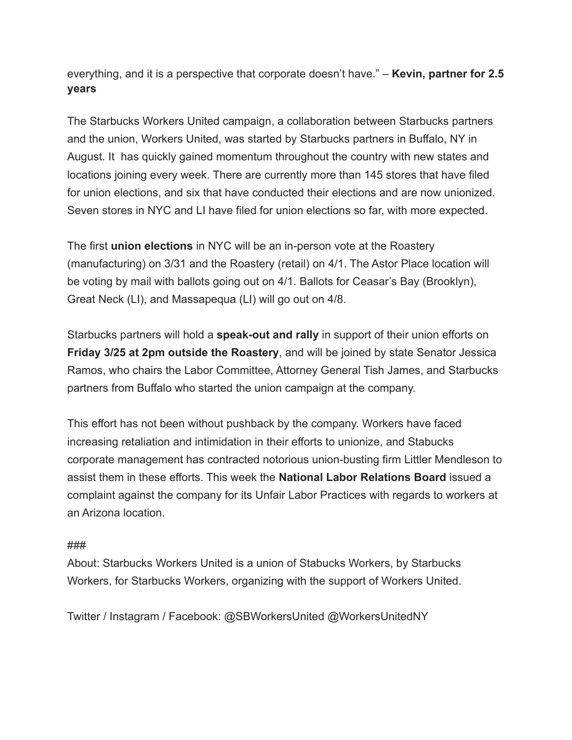everything, and it is a perspective that corporate doesn't have." – **Kevin, partner for 2.5 years**

The Starbucks Workers United campaign, a collaboration between Starbucks partners and the union, Workers United, was started by Starbucks partners in Buffalo, NY in August. It  has quickly gained momentum throughout the country with new states and locations joining every week. There are currently more than 145 stores that have filed for union elections, and six that have conducted their elections and are now unionized. Seven stores in NYC and LI have filed for union elections so far, with more expected.

The first **union elections** in NYC will be an in-person vote at the Roastery (manufacturing) on 3/31 and the Roastery (retail) on 4/1. The Astor Place location will be voting by mail with ballots going out on 4/1. Ballots for Ceasar's Bay (Brooklyn), Great Neck (LI), and Massapequa (LI) will go out on 4/8.

Starbucks partners will hold a **speak-out and rally** in support of their union efforts on **Friday 3/25 at 2pm outside the Roastery**, and will be joined by state Senator Jessica Ramos, who chairs the Labor Committee, Attorney General Tish James, and Starbucks partners from Buffalo who started the union campaign at the company.

This effort has not been without pushback by the company. Workers have faced increasing retaliation and intimidation in their efforts to unionize, and Stabucks corporate management has contracted notorious union-busting firm Littler Mendleson to assist them in these efforts. This week the **National Labor Relations Board** issued a complaint against the company for its Unfair Labor Practices with regards to workers at an Arizona location.

###

About: Starbucks Workers United is a union of Stabucks Workers, by Starbucks Workers, for Starbucks Workers, organizing with the support of Workers United.

Twitter / Instagram / Facebook: @SBWorkersUnited @WorkersUnitedNY